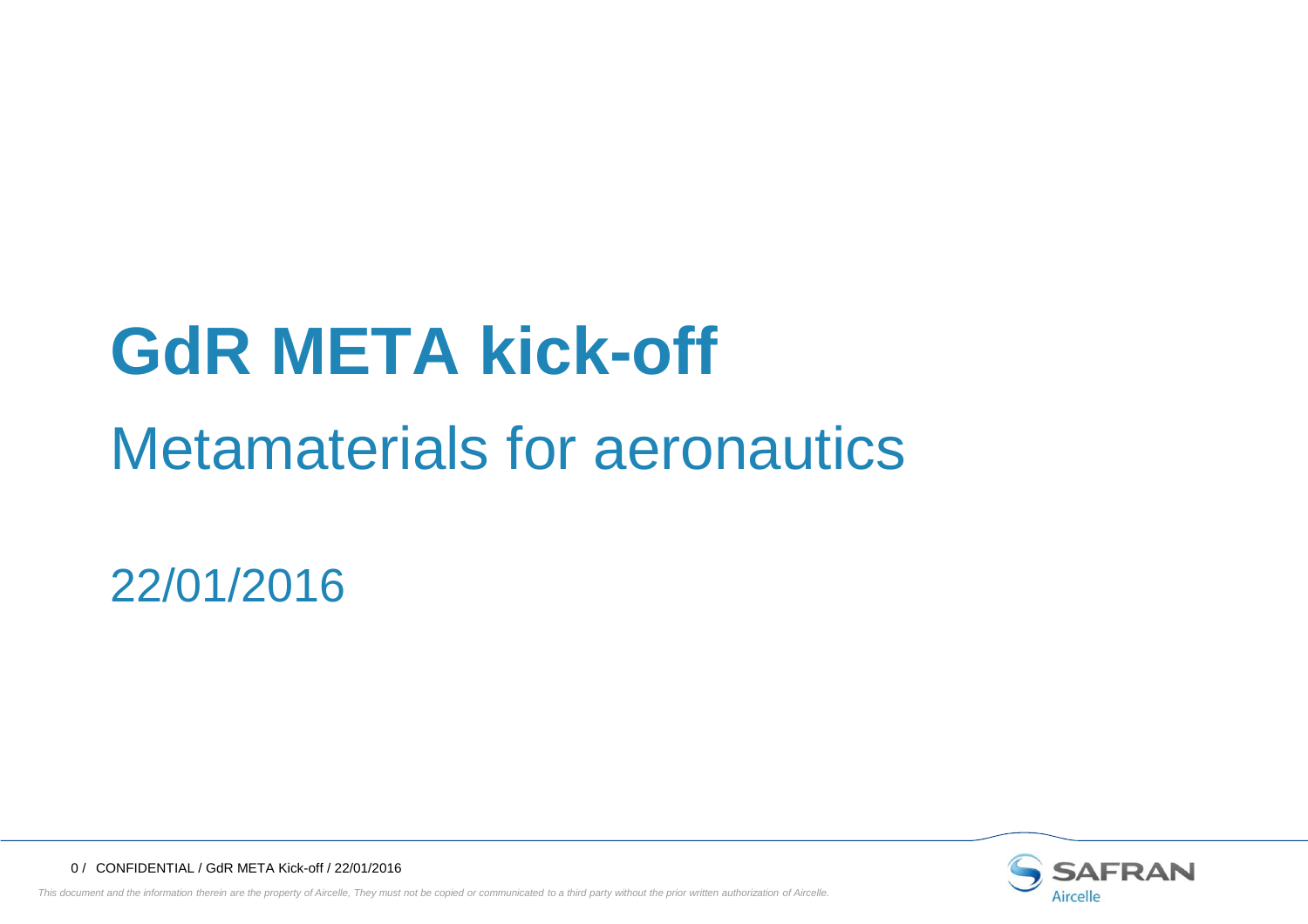# GdR META kick-off

## Metamaterials for aeronautics

22/01/2016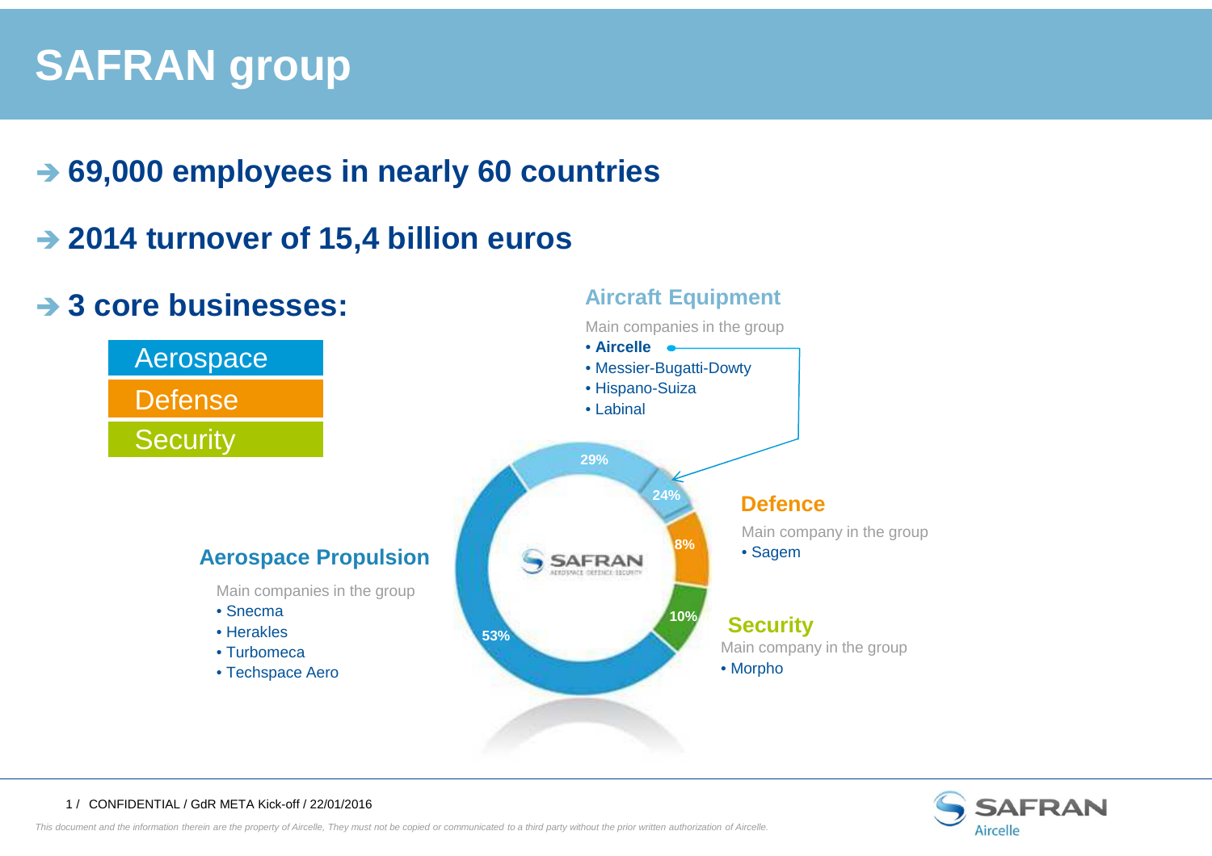# SAFRAN group

- **69,000 employees in nearly 60 countries**
- **2014 turnover of 15,4 billion euros**
- **3 core businesses:**
  - Aerospace
  - Defense
  - Security

### Aircraft Equipment

Main companies in the group

- **Aircelle**
- Messier-Bugatti-Dowty
- Hispano-Suiza
- Labinal

### Aerospace Propulsion

Main companies in the group

- Snecma
- Herakles
- Turbomeca
- Techspace Aero

### Defence

Main company in the group

- Sagem

### Security

Main company in the group

- Morpho

29%
24%
8%
10%
53%

SAFRAN
AEROSPACE DEFENCE SECURITY

CONFIDENTIAL / GdR META Kick-off / 22/01/2016

*This document and the information therein are the property of Aircelle, They must not be copied or communicated to a third party without the prior written authorization of Aircelle.*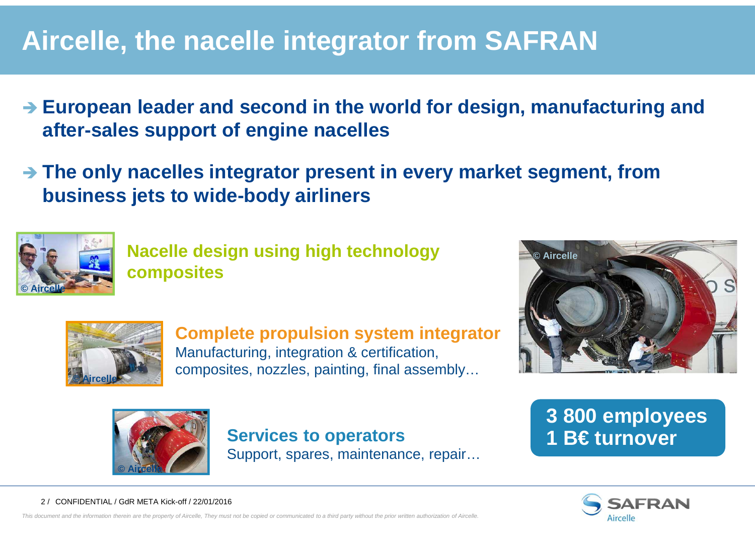# Aircelle, the nacelle integrator from SAFRAN

- ➔ **European leader and second in the world for design, manufacturing and after-sales support of engine nacelles**
- ➔ **The only nacelles integrator present in every market segment, from business jets to wide-body airliners**

**Nacelle design using high technology composites**

**Complete propulsion system integrator**
Manufacturing, integration & certification, composites, nozzles, painting, final assembly…

**Services to operators**
Support, spares, maintenance, repair…

**3 800 employees**
**1 B€ turnover**

*This document and the information therein are the property of Aircelle, They must not be copied or communicated to a third party without the prior written authorization of Aircelle.*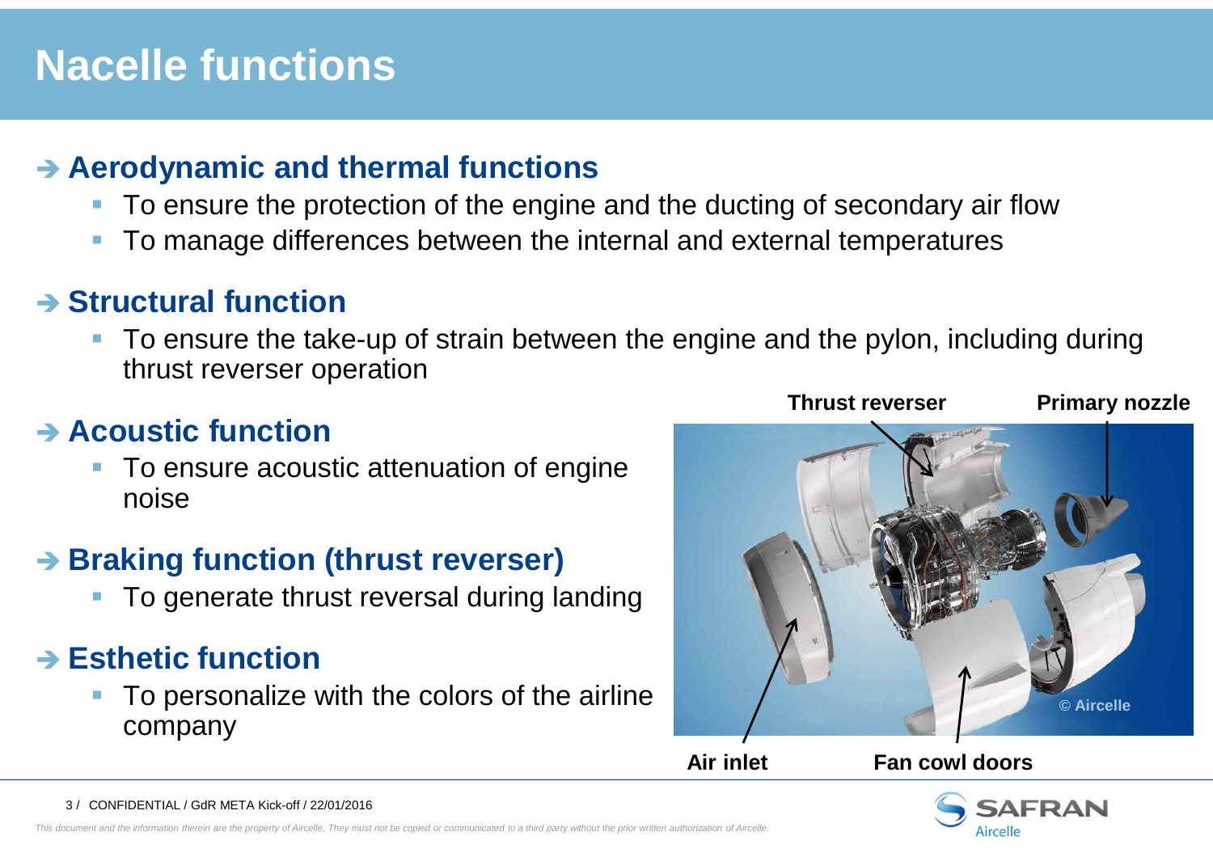# Nacelle functions

## ➔ Aerodynamic and thermal functions

- To ensure the protection of the engine and the ducting of secondary air flow
- To manage differences between the internal and external temperatures

## ➔ Structural function

- To ensure the take-up of strain between the engine and the pylon, including during thrust reverser operation

## ➔ Acoustic function

- To ensure acoustic attenuation of engine noise

## ➔ Braking function (thrust reverser)

- To generate thrust reversal during landing

## ➔ Esthetic function

- To personalize with the colors of the airline company

**Thrust reverser** **Primary nozzle**

**Air inlet** **Fan cowl doors**

© Aircelle

*This document and the information therein are the property of Aircelle, They must not be copied or communicated to a third party without the prior written authorization of Aircelle.*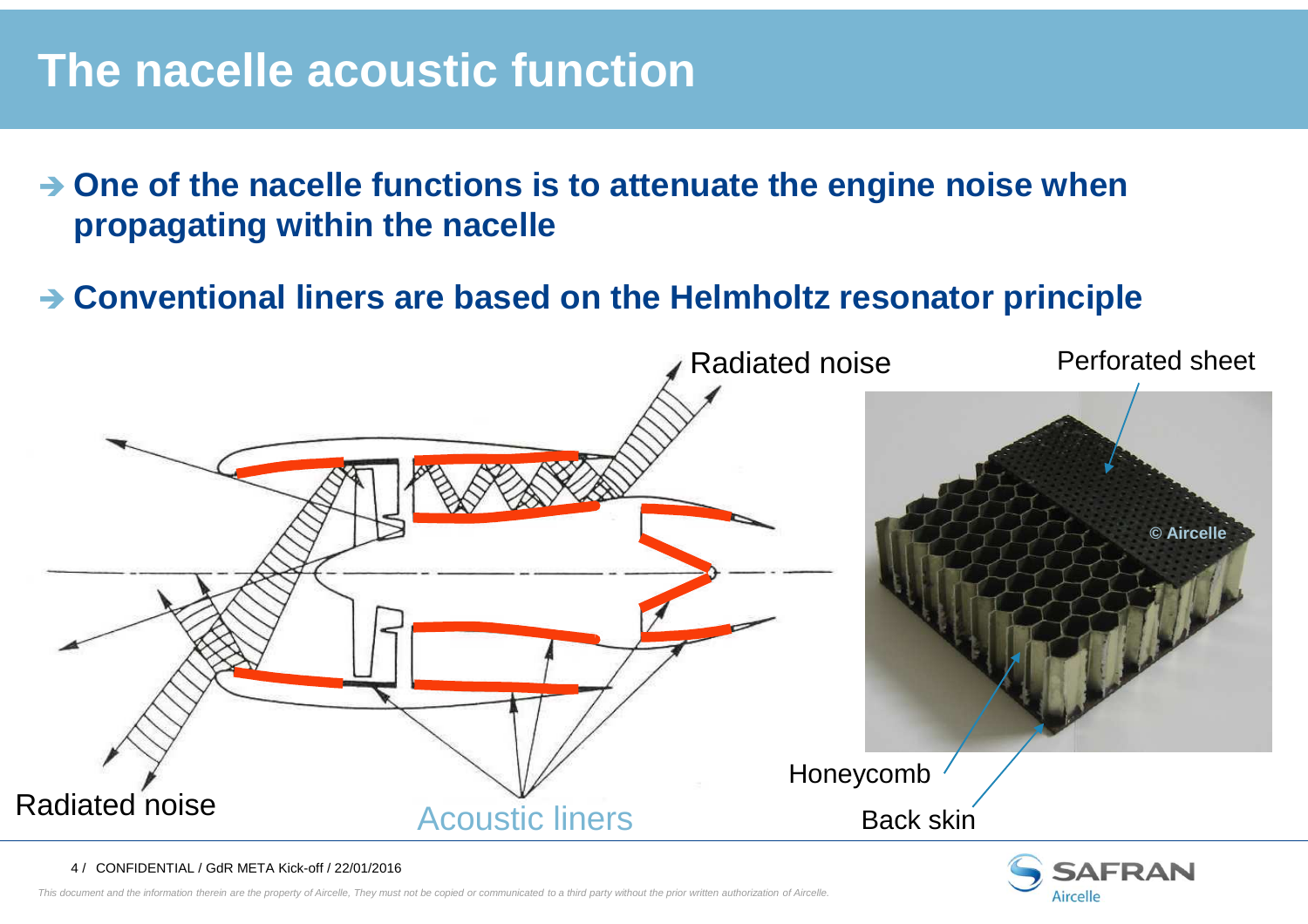# The nacelle acoustic function

- ➔ **One of the nacelle functions is to attenuate the engine noise when propagating within the nacelle**

- ➔ **Conventional liners are based on the Helmholtz resonator principle**

Radiated noise

Perforated sheet

© Aircelle

Honeycomb

Back skin

Radiated noise

Acoustic liners

*This document and the information therein are the property of Aircelle, They must not be copied or communicated to a third party without the prior written authorization of Aircelle.*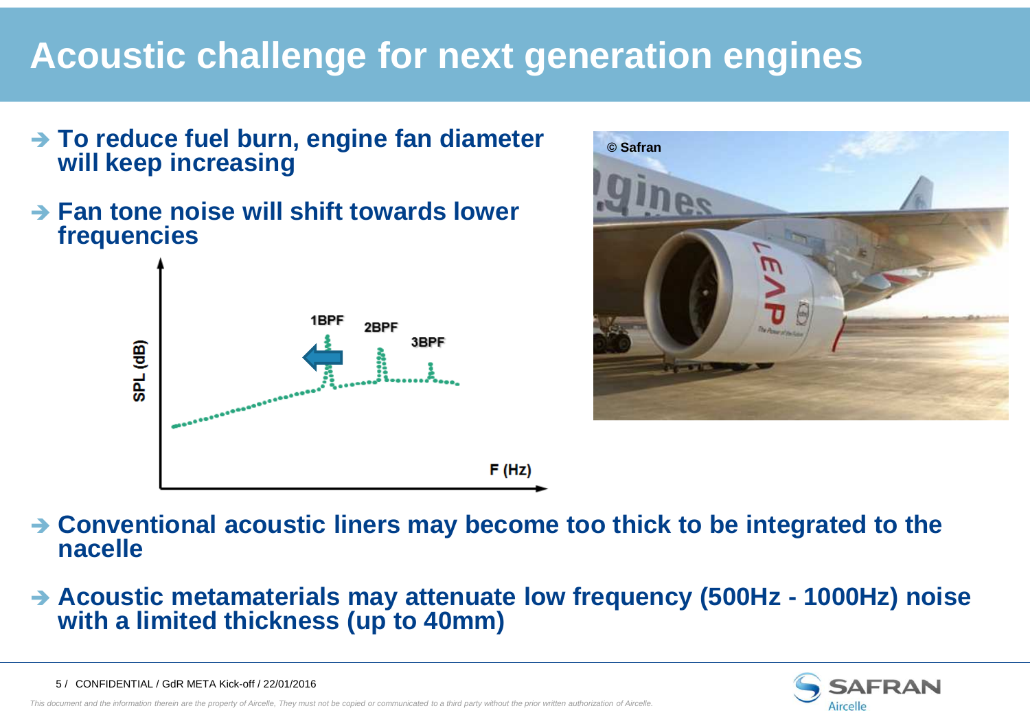# Acoustic challenge for next generation engines

- **To reduce fuel burn, engine fan diameter will keep increasing**
- **Fan tone noise will shift towards lower frequencies**
- **Conventional acoustic liners may become too thick to be integrated to the nacelle**
- **Acoustic metamaterials may attenuate low frequency (500Hz - 1000Hz) noise with a limited thickness (up to 40mm)**

CONFIDENTIAL / GdR META Kick-off / 22/01/2016

*This document and the information therein are the property of Aircelle, They must not be copied or communicated to a third party without the prior written authorization of Aircelle.*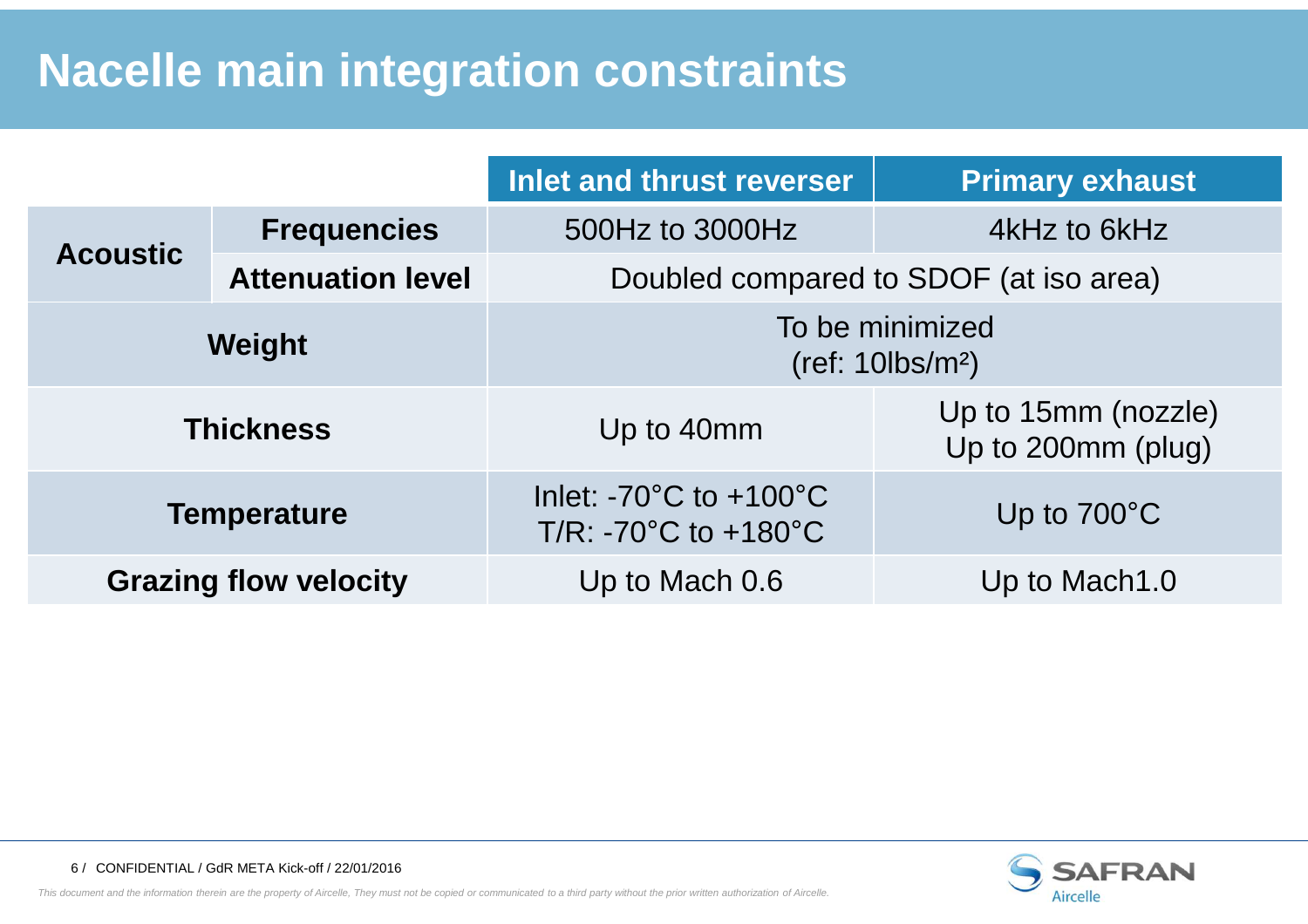# Nacelle main integration constraints

| | | Inlet and thrust reverser | Primary exhaust |
|---|---|---|---|
| Acoustic | Frequencies | 500Hz to 3000Hz | 4kHz to 6kHz |
| | Attenuation level | Doubled compared to SDOF (at iso area) | |
| Weight | | To be minimized (ref: 10lbs/m²) | |
| Thickness | | Up to 40mm | Up to 15mm (nozzle)<br>Up to 200mm (plug) |
| Temperature | | Inlet: -70°C to +100°C<br>T/R: -70°C to +180°C | Up to 700°C |
| Grazing flow velocity | | Up to Mach 0.6 | Up to Mach1.0 |

CONFIDENTIAL / GdR META Kick-off / 22/01/2016

*This document and the information therein are the property of Aircelle, They must not be copied or communicated to a third party without the prior written authorization of Aircelle.*

SAFRAN Aircelle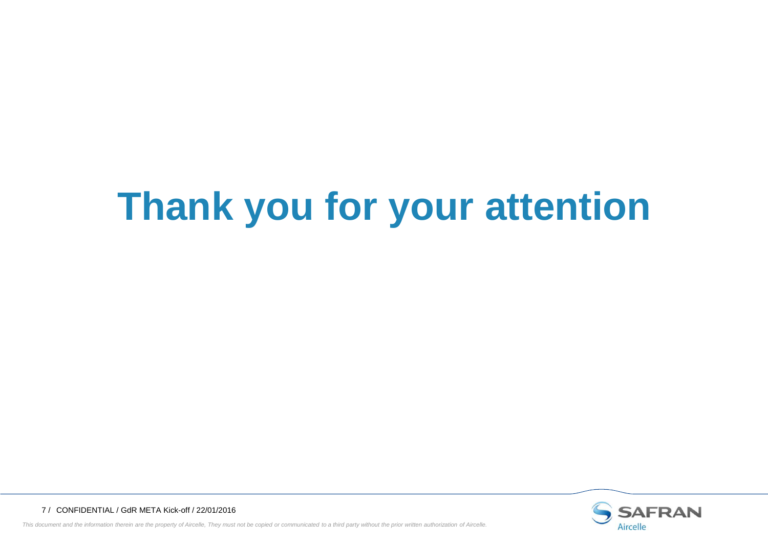# Thank you for your attention